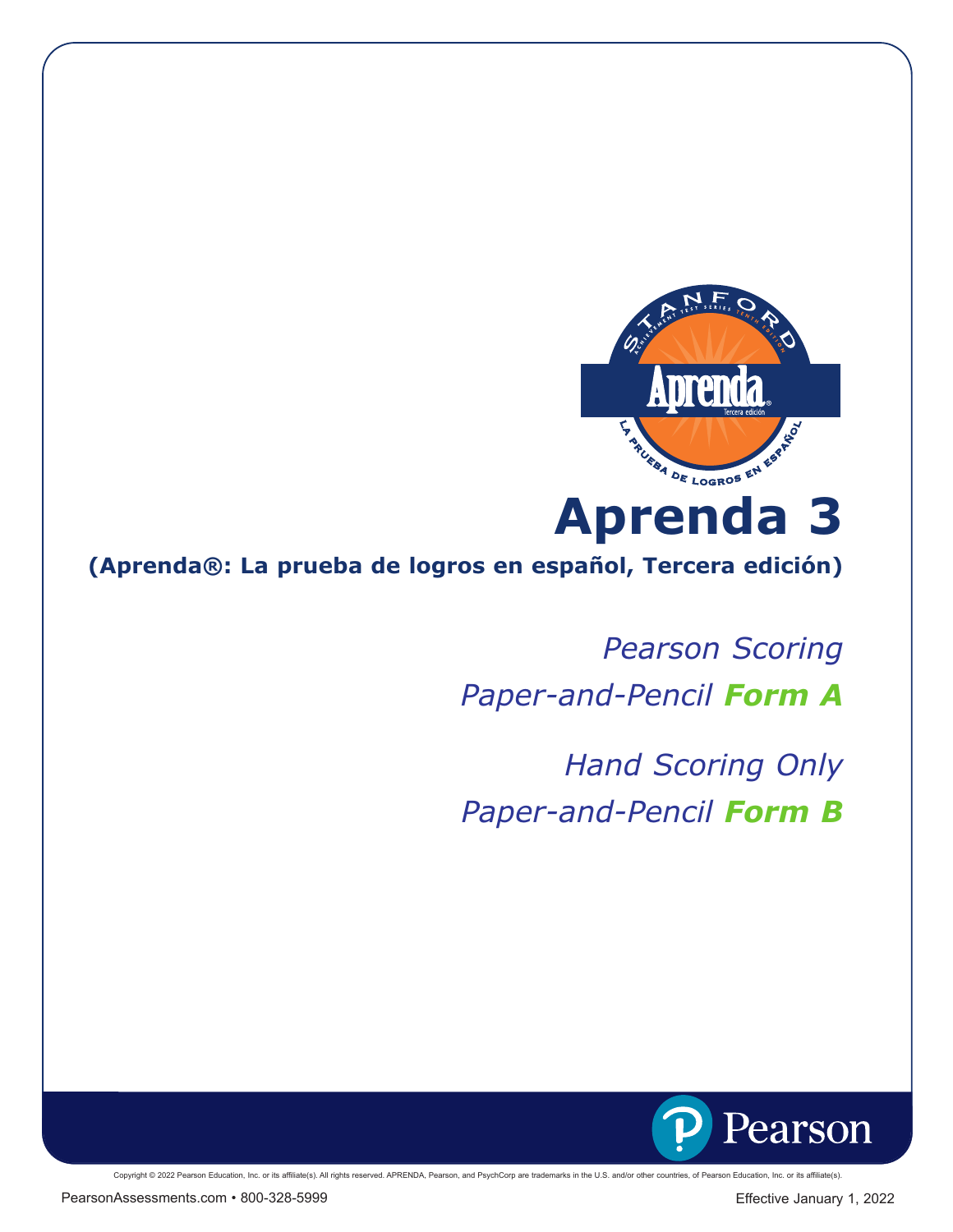# Aprenda 3

**(Aprenda®: La prueba de logros en español, Tercera edición)**

*Pearson Scoring*

*Paper-and-Pencil* ***Form A***

*Hand Scoring Only*

*Paper-and-Pencil* ***Form B***

Copyright © 2022 Pearson Education, Inc. or its affiliate(s). All rights reserved. APRENDA, Pearson, and PsychCorp are trademarks in the U.S. and/or other countries, of Pearson Education, Inc. or its affiliate(s).

PearsonAssessments.com • 800-328-5999

Effective January 1, 2022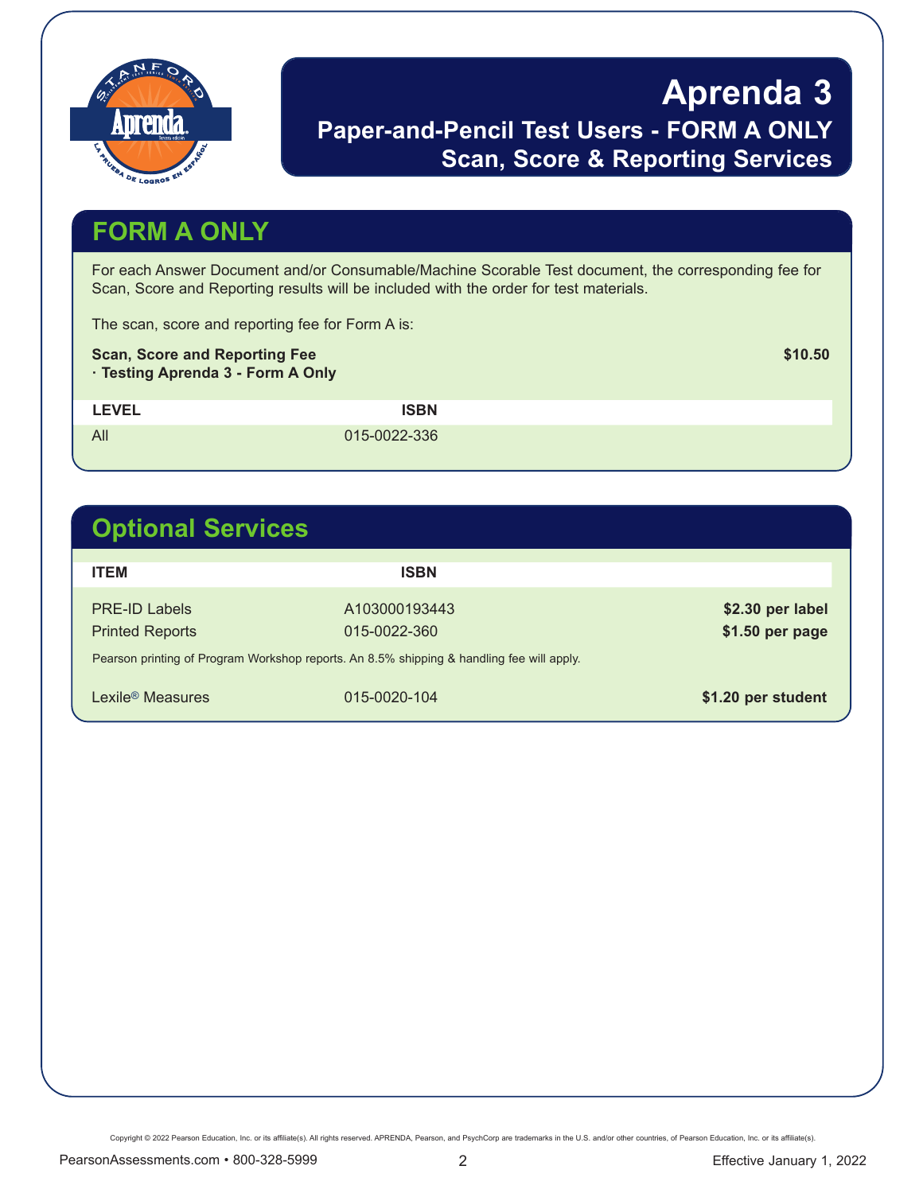# Aprenda 3

## Paper-and-Pencil Test Users - FORM A ONLY
## Scan, Score & Reporting Services

## FORM A ONLY

For each Answer Document and/or Consumable/Machine Scorable Test document, the corresponding fee for Scan, Score and Reporting results will be included with the order for test materials.

The scan, score and reporting fee for Form A is:

**Scan, Score and Reporting Fee** **$10.50**
**· Testing Aprenda 3 - Form A Only**

| LEVEL | ISBN |
|---|---|
| All | 015-0022-336 |

## Optional Services

| ITEM | ISBN | |
|---|---|---|
| PRE-ID Labels | A103000193443 | **$2.30 per label** |
| Printed Reports | 015-0022-360 | **$1.50 per page** |

Pearson printing of Program Workshop reports. An 8.5% shipping & handling fee will apply.

| | | |
|---|---|---|
| Lexile® Measures | 015-0020-104 | **$1.20 per student** |

Copyright © 2022 Pearson Education, Inc. or its affiliate(s). All rights reserved. APRENDA, Pearson, and PsychCorp are trademarks in the U.S. and/or other countries, of Pearson Education, Inc. or its affiliate(s).

PearsonAssessments.com • 800-328-5999

Effective January 1, 2022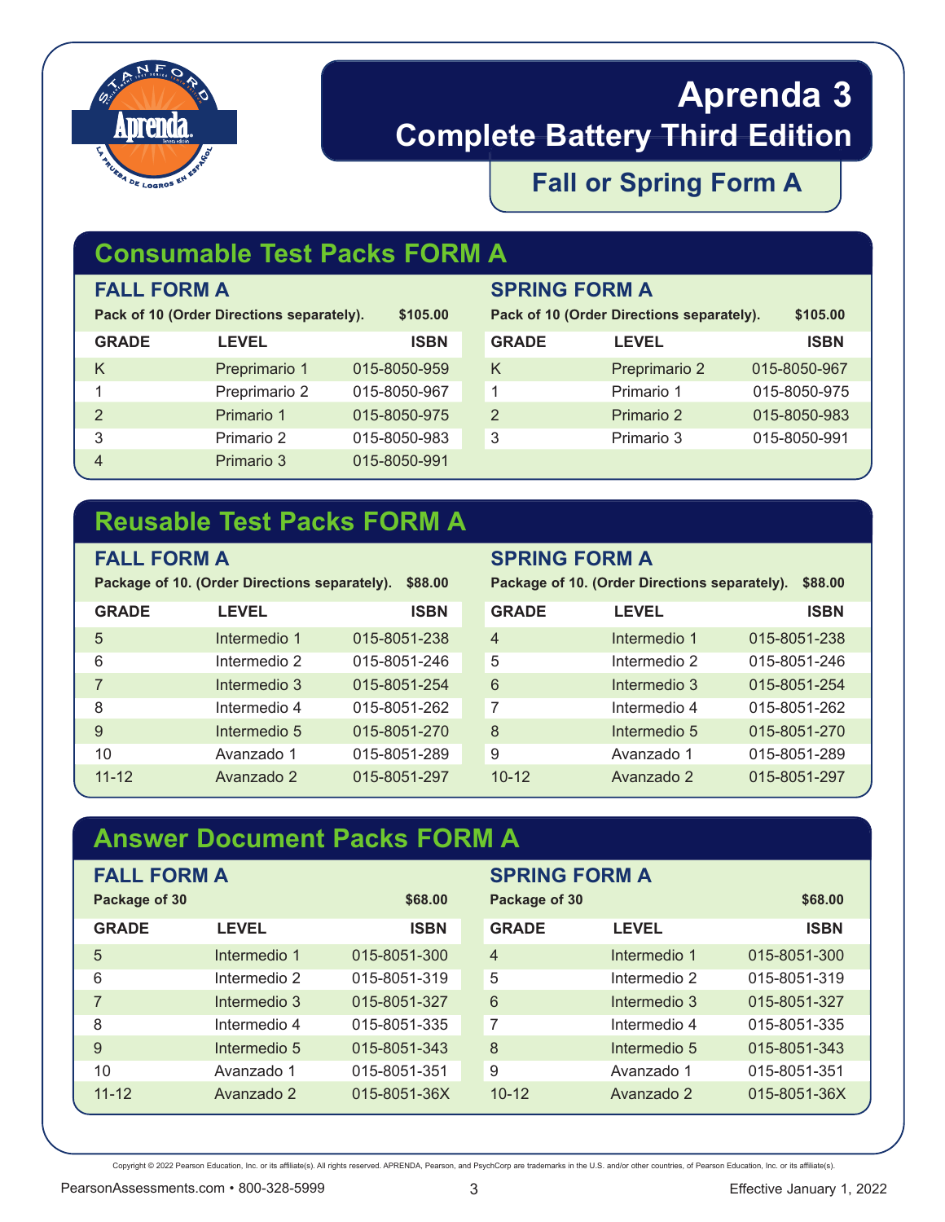# Aprenda 3

## Complete Battery Third Edition

### Fall or Spring Form A

## Consumable Test Packs FORM A

### FALL FORM A

**Pack of 10 (Order Directions separately). $105.00**

| GRADE | LEVEL | ISBN |
|---|---|---|
| K | Preprimario 1 | 015-8050-959 |
| 1 | Preprimario 2 | 015-8050-967 |
| 2 | Primario 1 | 015-8050-975 |
| 3 | Primario 2 | 015-8050-983 |
| 4 | Primario 3 | 015-8050-991 |

### SPRING FORM A

**Pack of 10 (Order Directions separately). $105.00**

| GRADE | LEVEL | ISBN |
|---|---|---|
| K | Preprimario 2 | 015-8050-967 |
| 1 | Primario 1 | 015-8050-975 |
| 2 | Primario 2 | 015-8050-983 |
| 3 | Primario 3 | 015-8050-991 |

## Reusable Test Packs FORM A

### FALL FORM A

**Package of 10. (Order Directions separately). $88.00**

| GRADE | LEVEL | ISBN |
|---|---|---|
| 5 | Intermedio 1 | 015-8051-238 |
| 6 | Intermedio 2 | 015-8051-246 |
| 7 | Intermedio 3 | 015-8051-254 |
| 8 | Intermedio 4 | 015-8051-262 |
| 9 | Intermedio 5 | 015-8051-270 |
| 10 | Avanzado 1 | 015-8051-289 |
| 11-12 | Avanzado 2 | 015-8051-297 |

### SPRING FORM A

**Package of 10. (Order Directions separately). $88.00**

| GRADE | LEVEL | ISBN |
|---|---|---|
| 4 | Intermedio 1 | 015-8051-238 |
| 5 | Intermedio 2 | 015-8051-246 |
| 6 | Intermedio 3 | 015-8051-254 |
| 7 | Intermedio 4 | 015-8051-262 |
| 8 | Intermedio 5 | 015-8051-270 |
| 9 | Avanzado 1 | 015-8051-289 |
| 10-12 | Avanzado 2 | 015-8051-297 |

## Answer Document Packs FORM A

### FALL FORM A

**Package of 30 $68.00**

| GRADE | LEVEL | ISBN |
|---|---|---|
| 5 | Intermedio 1 | 015-8051-300 |
| 6 | Intermedio 2 | 015-8051-319 |
| 7 | Intermedio 3 | 015-8051-327 |
| 8 | Intermedio 4 | 015-8051-335 |
| 9 | Intermedio 5 | 015-8051-343 |
| 10 | Avanzado 1 | 015-8051-351 |
| 11-12 | Avanzado 2 | 015-8051-36X |

### SPRING FORM A

**Package of 30 $68.00**

| GRADE | LEVEL | ISBN |
|---|---|---|
| 4 | Intermedio 1 | 015-8051-300 |
| 5 | Intermedio 2 | 015-8051-319 |
| 6 | Intermedio 3 | 015-8051-327 |
| 7 | Intermedio 4 | 015-8051-335 |
| 8 | Intermedio 5 | 015-8051-343 |
| 9 | Avanzado 1 | 015-8051-351 |
| 10-12 | Avanzado 2 | 015-8051-36X |

Copyright © 2022 Pearson Education, Inc. or its affiliate(s). All rights reserved. APRENDA, Pearson, and PsychCorp are trademarks in the U.S. and/or other countries, of Pearson Education, Inc. or its affiliate(s).

PearsonAssessments.com • 800-328-5999 Effective January 1, 2022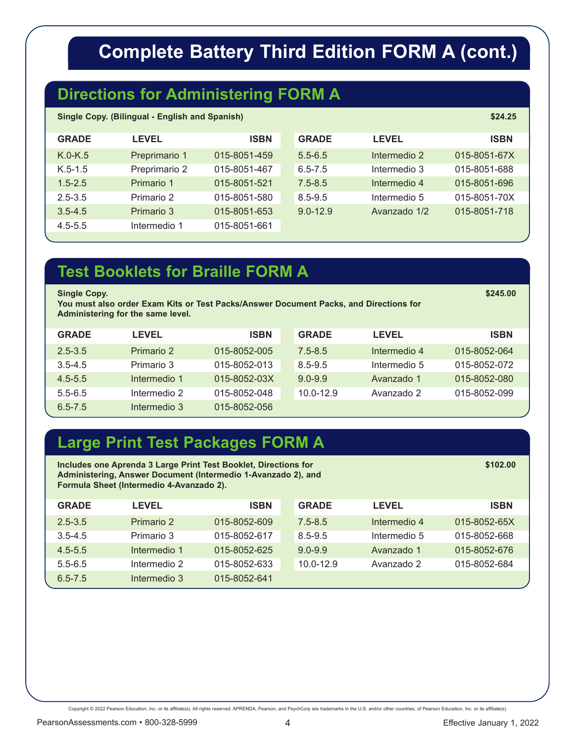# Complete Battery Third Edition FORM A (cont.)

## Directions for Administering FORM A

**Single Copy. (Bilingual - English and Spanish)** **$24.25**

| GRADE | LEVEL | ISBN |
|---|---|---|
| K.0-K.5 | Preprimario 1 | 015-8051-459 |
| K.5-1.5 | Preprimario 2 | 015-8051-467 |
| 1.5-2.5 | Primario 1 | 015-8051-521 |
| 2.5-3.5 | Primario 2 | 015-8051-580 |
| 3.5-4.5 | Primario 3 | 015-8051-653 |
| 4.5-5.5 | Intermedio 1 | 015-8051-661 |
| 5.5-6.5 | Intermedio 2 | 015-8051-67X |
| 6.5-7.5 | Intermedio 3 | 015-8051-688 |
| 7.5-8.5 | Intermedio 4 | 015-8051-696 |
| 8.5-9.5 | Intermedio 5 | 015-8051-70X |
| 9.0-12.9 | Avanzado 1/2 | 015-8051-718 |

## Test Booklets for Braille FORM A

**Single Copy.** **$245.00**
**You must also order Exam Kits or Test Packs/Answer Document Packs, and Directions for Administering for the same level.**

| GRADE | LEVEL | ISBN |
|---|---|---|
| 2.5-3.5 | Primario 2 | 015-8052-005 |
| 3.5-4.5 | Primario 3 | 015-8052-013 |
| 4.5-5.5 | Intermedio 1 | 015-8052-03X |
| 5.5-6.5 | Intermedio 2 | 015-8052-048 |
| 6.5-7.5 | Intermedio 3 | 015-8052-056 |
| 7.5-8.5 | Intermedio 4 | 015-8052-064 |
| 8.5-9.5 | Intermedio 5 | 015-8052-072 |
| 9.0-9.9 | Avanzado 1 | 015-8052-080 |
| 10.0-12.9 | Avanzado 2 | 015-8052-099 |

## Large Print Test Packages FORM A

**Includes one Aprenda 3 Large Print Test Booklet, Directions for Administering, Answer Document (Intermedio 1-Avanzado 2), and Formula Sheet (Intermedio 4-Avanzado 2).** **$102.00**

| GRADE | LEVEL | ISBN |
|---|---|---|
| 2.5-3.5 | Primario 2 | 015-8052-609 |
| 3.5-4.5 | Primario 3 | 015-8052-617 |
| 4.5-5.5 | Intermedio 1 | 015-8052-625 |
| 5.5-6.5 | Intermedio 2 | 015-8052-633 |
| 6.5-7.5 | Intermedio 3 | 015-8052-641 |
| 7.5-8.5 | Intermedio 4 | 015-8052-65X |
| 8.5-9.5 | Intermedio 5 | 015-8052-668 |
| 9.0-9.9 | Avanzado 1 | 015-8052-676 |
| 10.0-12.9 | Avanzado 2 | 015-8052-684 |

Copyright © 2022 Pearson Education, Inc. or its affiliate(s). All rights reserved. APRENDA, Pearson, and PsychCorp are trademarks in the U.S. and/or other countries, of Pearson Education, Inc. or its affiliate(s).

PearsonAssessments.com • 800-328-5999 Effective January 1, 2022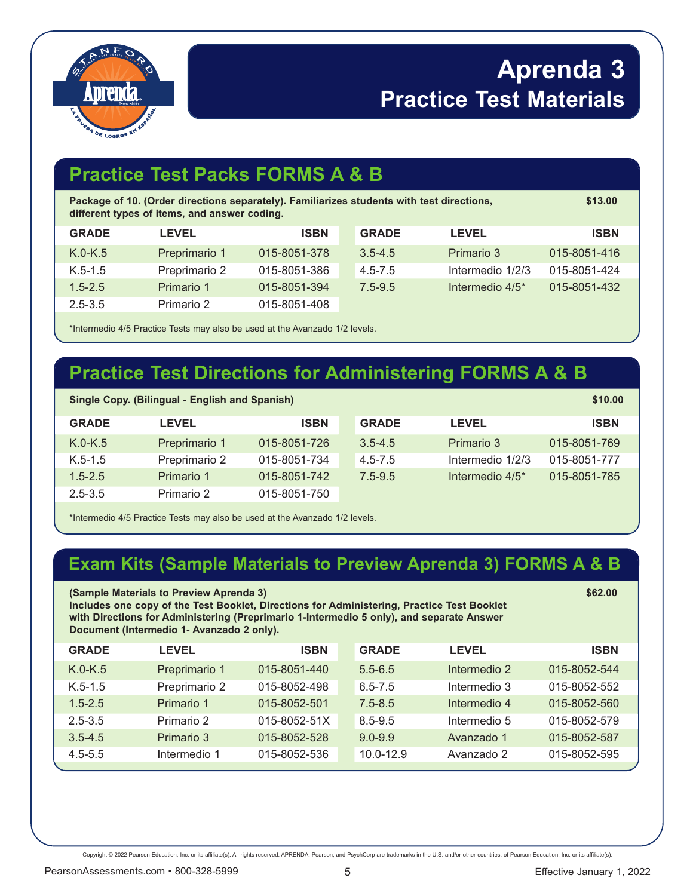# Aprenda 3
## Practice Test Materials

## Practice Test Packs FORMS A & B

**Package of 10. (Order directions separately). Familiarizes students with test directions, different types of items, and answer coding.** **$13.00**

| GRADE | LEVEL | ISBN | GRADE | LEVEL | ISBN |
|---|---|---|---|---|---|
| K.0-K.5 | Preprimario 1 | 015-8051-378 | 3.5-4.5 | Primario 3 | 015-8051-416 |
| K.5-1.5 | Preprimario 2 | 015-8051-386 | 4.5-7.5 | Intermedio 1/2/3 | 015-8051-424 |
| 1.5-2.5 | Primario 1 | 015-8051-394 | 7.5-9.5 | Intermedio 4/5* | 015-8051-432 |
| 2.5-3.5 | Primario 2 | 015-8051-408 | | | |

*Intermedio 4/5 Practice Tests may also be used at the Avanzado 1/2 levels.

## Practice Test Directions for Administering FORMS A & B

**Single Copy. (Bilingual - English and Spanish)** **$10.00**

| GRADE | LEVEL | ISBN | GRADE | LEVEL | ISBN |
|---|---|---|---|---|---|
| K.0-K.5 | Preprimario 1 | 015-8051-726 | 3.5-4.5 | Primario 3 | 015-8051-769 |
| K.5-1.5 | Preprimario 2 | 015-8051-734 | 4.5-7.5 | Intermedio 1/2/3 | 015-8051-777 |
| 1.5-2.5 | Primario 1 | 015-8051-742 | 7.5-9.5 | Intermedio 4/5* | 015-8051-785 |
| 2.5-3.5 | Primario 2 | 015-8051-750 | | | |

*Intermedio 4/5 Practice Tests may also be used at the Avanzado 1/2 levels.

## Exam Kits (Sample Materials to Preview Aprenda 3) FORMS A & B

**(Sample Materials to Preview Aprenda 3)**
**Includes one copy of the Test Booklet, Directions for Administering, Practice Test Booklet with Directions for Administering (Preprimario 1-Intermedio 5 only), and separate Answer Document (Intermedio 1- Avanzado 2 only).** **$62.00**

| GRADE | LEVEL | ISBN | GRADE | LEVEL | ISBN |
|---|---|---|---|---|---|
| K.0-K.5 | Preprimario 1 | 015-8051-440 | 5.5-6.5 | Intermedio 2 | 015-8052-544 |
| K.5-1.5 | Preprimario 2 | 015-8052-498 | 6.5-7.5 | Intermedio 3 | 015-8052-552 |
| 1.5-2.5 | Primario 1 | 015-8052-501 | 7.5-8.5 | Intermedio 4 | 015-8052-560 |
| 2.5-3.5 | Primario 2 | 015-8052-51X | 8.5-9.5 | Intermedio 5 | 015-8052-579 |
| 3.5-4.5 | Primario 3 | 015-8052-528 | 9.0-9.9 | Avanzado 1 | 015-8052-587 |
| 4.5-5.5 | Intermedio 1 | 015-8052-536 | 10.0-12.9 | Avanzado 2 | 015-8052-595 |

Copyright © 2022 Pearson Education, Inc. or its affiliate(s). All rights reserved. APRENDA, Pearson, and PsychCorp are trademarks in the U.S. and/or other countries, of Pearson Education, Inc. or its affiliate(s).

PearsonAssessments.com • 800-328-5999

Effective January 1, 2022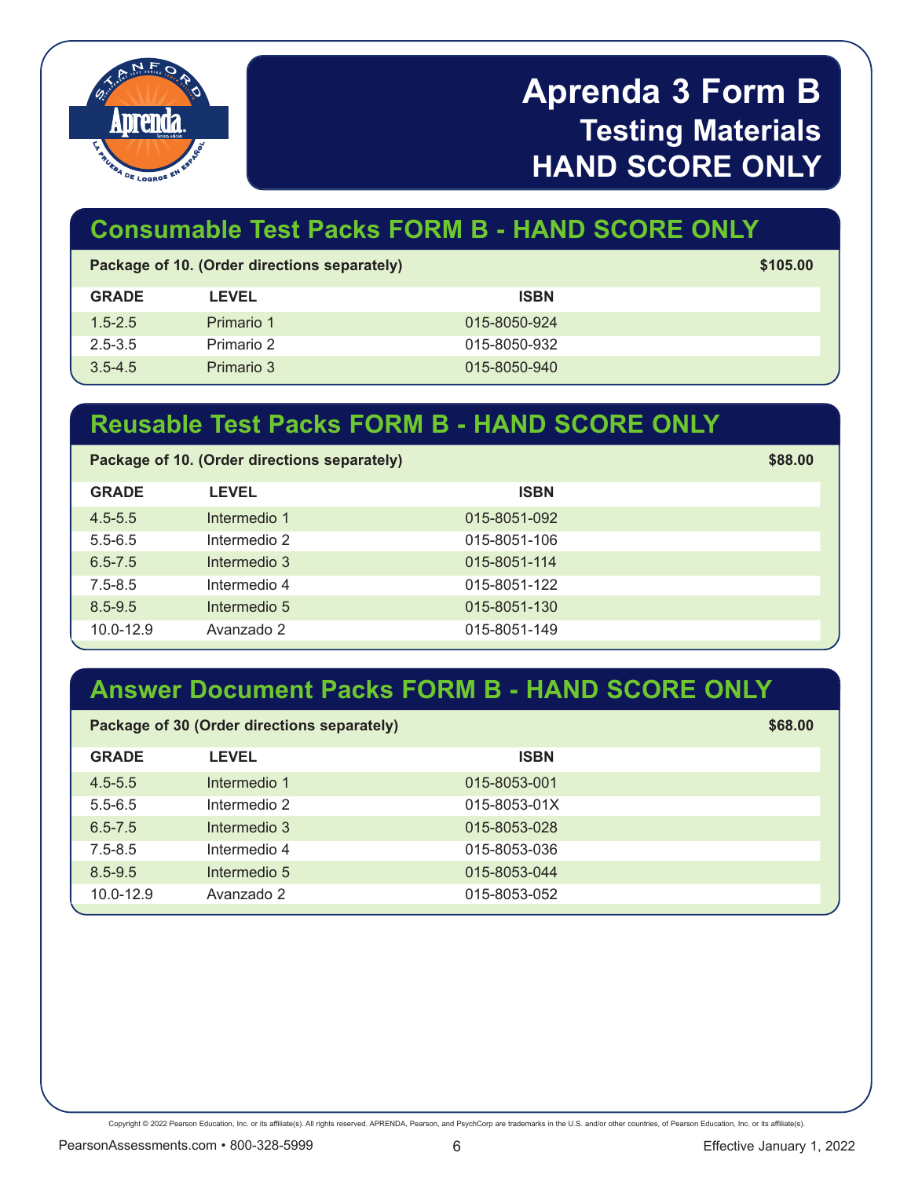# Aprenda 3 Form B
## Testing Materials
## HAND SCORE ONLY

## Consumable Test Packs FORM B - HAND SCORE ONLY

**Package of 10. (Order directions separately)** **$105.00**

| GRADE | LEVEL | ISBN |
|---|---|---|
| 1.5-2.5 | Primario 1 | 015-8050-924 |
| 2.5-3.5 | Primario 2 | 015-8050-932 |
| 3.5-4.5 | Primario 3 | 015-8050-940 |

## Reusable Test Packs FORM B - HAND SCORE ONLY

**Package of 10. (Order directions separately)** **$88.00**

| GRADE | LEVEL | ISBN |
|---|---|---|
| 4.5-5.5 | Intermedio 1 | 015-8051-092 |
| 5.5-6.5 | Intermedio 2 | 015-8051-106 |
| 6.5-7.5 | Intermedio 3 | 015-8051-114 |
| 7.5-8.5 | Intermedio 4 | 015-8051-122 |
| 8.5-9.5 | Intermedio 5 | 015-8051-130 |
| 10.0-12.9 | Avanzado 2 | 015-8051-149 |

## Answer Document Packs FORM B - HAND SCORE ONLY

**Package of 30 (Order directions separately)** **$68.00**

| GRADE | LEVEL | ISBN |
|---|---|---|
| 4.5-5.5 | Intermedio 1 | 015-8053-001 |
| 5.5-6.5 | Intermedio 2 | 015-8053-01X |
| 6.5-7.5 | Intermedio 3 | 015-8053-028 |
| 7.5-8.5 | Intermedio 4 | 015-8053-036 |
| 8.5-9.5 | Intermedio 5 | 015-8053-044 |
| 10.0-12.9 | Avanzado 2 | 015-8053-052 |

Copyright © 2022 Pearson Education, Inc. or its affiliate(s). All rights reserved. APRENDA, Pearson, and PsychCorp are trademarks in the U.S. and/or other countries, of Pearson Education, Inc. or its affiliate(s).

PearsonAssessments.com • 800-328-5999 Effective January 1, 2022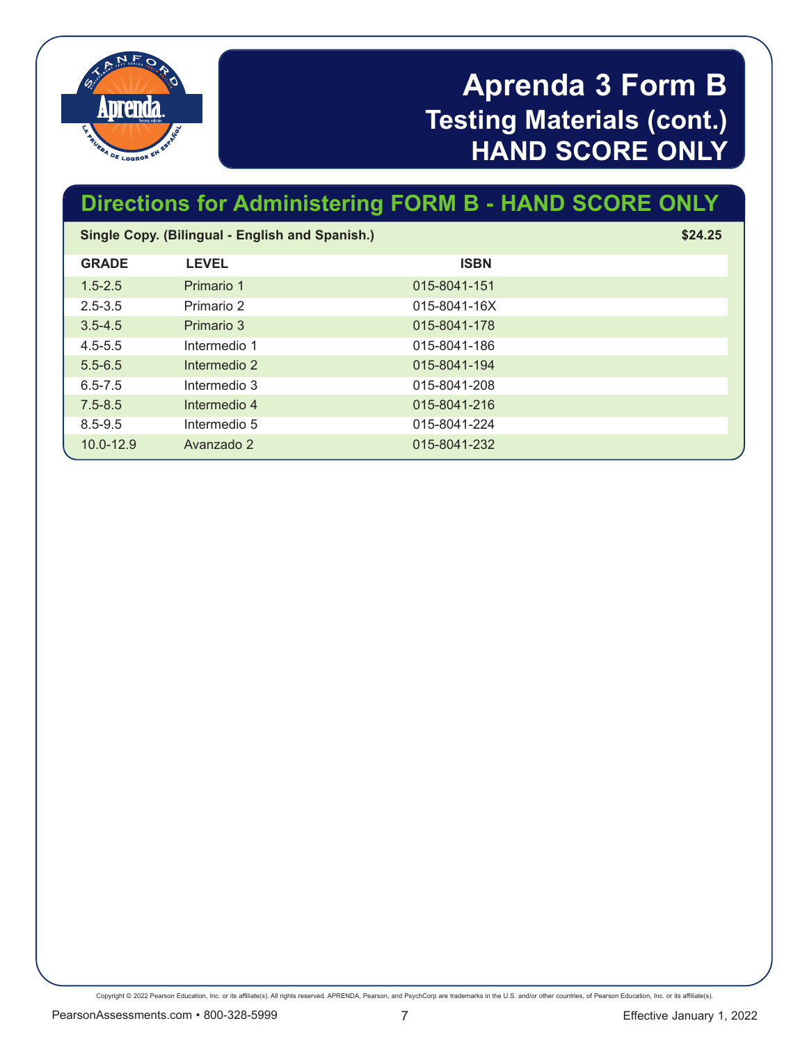# Aprenda 3 Form B
## Testing Materials (cont.)
## HAND SCORE ONLY

## Directions for Administering FORM B - HAND SCORE ONLY

**Single Copy. (Bilingual - English and Spanish.)** **$24.25**

| GRADE | LEVEL | ISBN |
|---|---|---|
| 1.5-2.5 | Primario 1 | 015-8041-151 |
| 2.5-3.5 | Primario 2 | 015-8041-16X |
| 3.5-4.5 | Primario 3 | 015-8041-178 |
| 4.5-5.5 | Intermedio 1 | 015-8041-186 |
| 5.5-6.5 | Intermedio 2 | 015-8041-194 |
| 6.5-7.5 | Intermedio 3 | 015-8041-208 |
| 7.5-8.5 | Intermedio 4 | 015-8041-216 |
| 8.5-9.5 | Intermedio 5 | 015-8041-224 |
| 10.0-12.9 | Avanzado 2 | 015-8041-232 |

Copyright © 2022 Pearson Education, Inc. or its affiliate(s). All rights reserved. APRENDA, Pearson, and PsychCorp are trademarks in the U.S. and/or other countries, of Pearson Education, Inc. or its affiliate(s).

PearsonAssessments.com • 800-328-5999 Effective January 1, 2022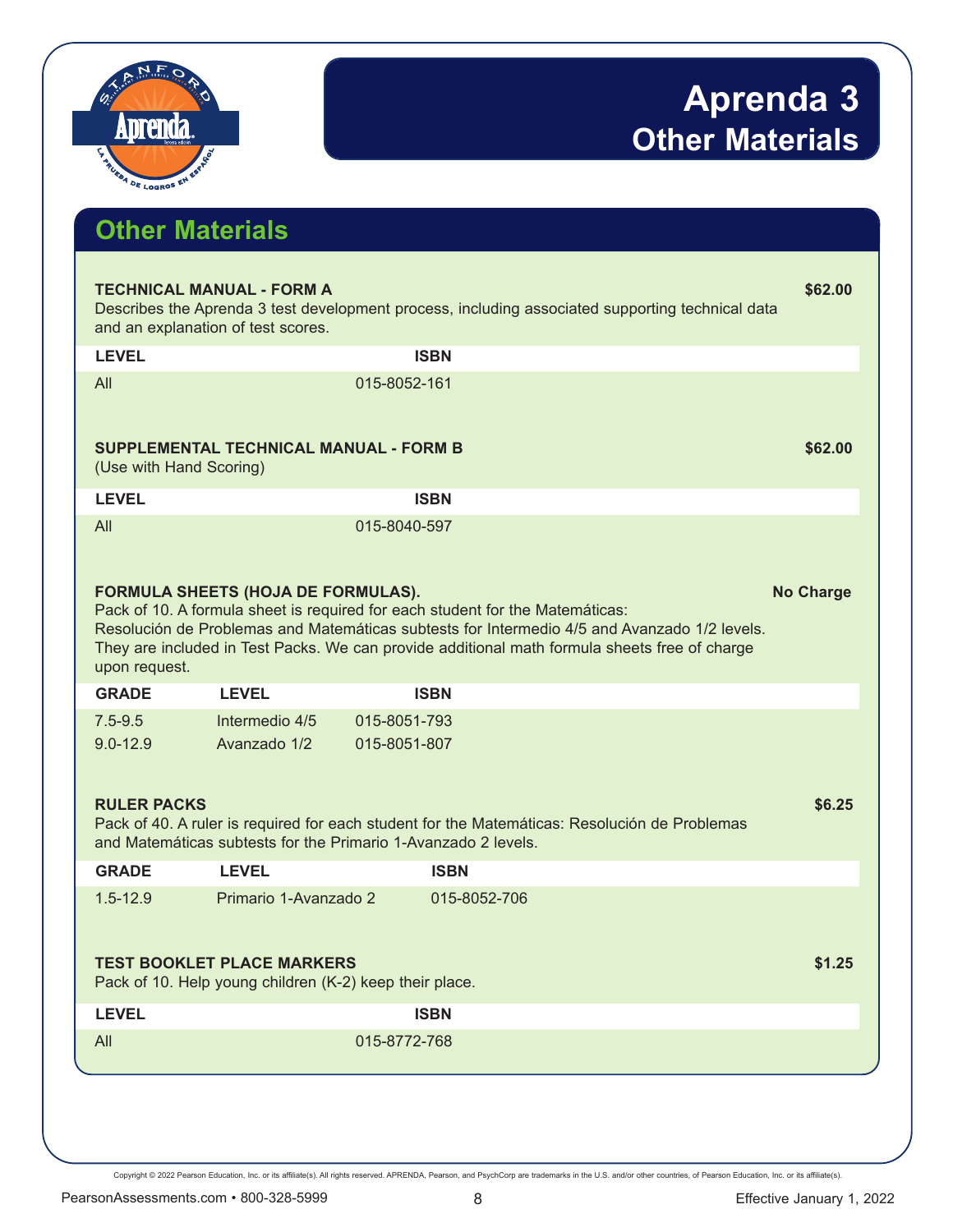# Aprenda 3
## Other Materials

## Other Materials

**TECHNICAL MANUAL - FORM A** **$62.00**

Describes the Aprenda 3 test development process, including associated supporting technical data and an explanation of test scores.

| LEVEL | ISBN |
|---|---|
| All | 015-8052-161 |

**SUPPLEMENTAL TECHNICAL MANUAL - FORM B** **$62.00**

(Use with Hand Scoring)

| LEVEL | ISBN |
|---|---|
| All | 015-8040-597 |

**FORMULA SHEETS (HOJA DE FORMULAS).** **No Charge**

Pack of 10. A formula sheet is required for each student for the Matemáticas: Resolución de Problemas and Matemáticas subtests for Intermedio 4/5 and Avanzado 1/2 levels. They are included in Test Packs. We can provide additional math formula sheets free of charge upon request.

| GRADE | LEVEL | ISBN |
|---|---|---|
| 7.5-9.5 | Intermedio 4/5 | 015-8051-793 |
| 9.0-12.9 | Avanzado 1/2 | 015-8051-807 |

**RULER PACKS** **$6.25**

Pack of 40. A ruler is required for each student for the Matemáticas: Resolución de Problemas and Matemáticas subtests for the Primario 1-Avanzado 2 levels.

| GRADE | LEVEL | ISBN |
|---|---|---|
| 1.5-12.9 | Primario 1-Avanzado 2 | 015-8052-706 |

**TEST BOOKLET PLACE MARKERS** **$1.25**

Pack of 10. Help young children (K-2) keep their place.

| LEVEL | ISBN |
|---|---|
| All | 015-8772-768 |

Copyright © 2022 Pearson Education, Inc. or its affiliate(s). All rights reserved. APRENDA, Pearson, and PsychCorp are trademarks in the U.S. and/or other countries, of Pearson Education, Inc. or its affiliate(s).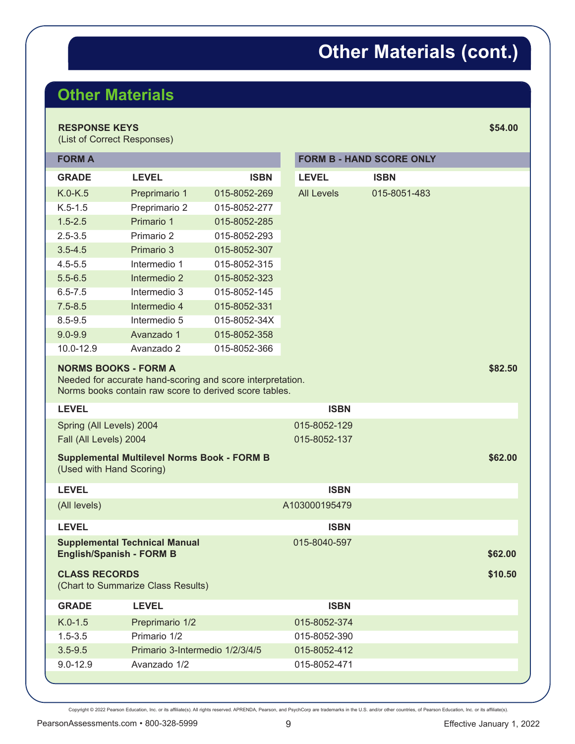# Other Materials (cont.)

## Other Materials

**RESPONSE KEYS** **$54.00**
(List of Correct Responses)

| FORM A | | | FORM B - HAND SCORE ONLY | |
|---|---|---|---|---|
| **GRADE** | **LEVEL** | **ISBN** | **LEVEL** | **ISBN** |
| K.0-K.5 | Preprimario 1 | 015-8052-269 | All Levels | 015-8051-483 |
| K.5-1.5 | Preprimario 2 | 015-8052-277 | | |
| 1.5-2.5 | Primario 1 | 015-8052-285 | | |
| 2.5-3.5 | Primario 2 | 015-8052-293 | | |
| 3.5-4.5 | Primario 3 | 015-8052-307 | | |
| 4.5-5.5 | Intermedio 1 | 015-8052-315 | | |
| 5.5-6.5 | Intermedio 2 | 015-8052-323 | | |
| 6.5-7.5 | Intermedio 3 | 015-8052-145 | | |
| 7.5-8.5 | Intermedio 4 | 015-8052-331 | | |
| 8.5-9.5 | Intermedio 5 | 015-8052-34X | | |
| 9.0-9.9 | Avanzado 1 | 015-8052-358 | | |
| 10.0-12.9 | Avanzado 2 | 015-8052-366 | | |

**NORMS BOOKS - FORM A** **$82.50**
Needed for accurate hand-scoring and score interpretation.
Norms books contain raw score to derived score tables.

| LEVEL | ISBN |
|---|---|
| Spring (All Levels) 2004 | 015-8052-129 |
| Fall (All Levels) 2004 | 015-8052-137 |

**Supplemental Multilevel Norms Book - FORM B** **$62.00**
(Used with Hand Scoring)

| LEVEL | ISBN |
|---|---|
| (All levels) | A103000195479 |

| LEVEL | ISBN | |
|---|---|---|
| **Supplemental Technical Manual English/Spanish - FORM B** | 015-8040-597 | **$62.00** |

**CLASS RECORDS** **$10.50**
(Chart to Summarize Class Results)

| GRADE | LEVEL | ISBN |
|---|---|---|
| K.0-1.5 | Preprimario 1/2 | 015-8052-374 |
| 1.5-3.5 | Primario 1/2 | 015-8052-390 |
| 3.5-9.5 | Primario 3-Intermedio 1/2/3/4/5 | 015-8052-412 |
| 9.0-12.9 | Avanzado 1/2 | 015-8052-471 |

Copyright © 2022 Pearson Education, Inc. or its affiliate(s). All rights reserved. APRENDA, Pearson, and PsychCorp are trademarks in the U.S. and/or other countries, of Pearson Education, Inc. or its affiliate(s).

PearsonAssessments.com • 800-328-5999

Effective January 1, 2022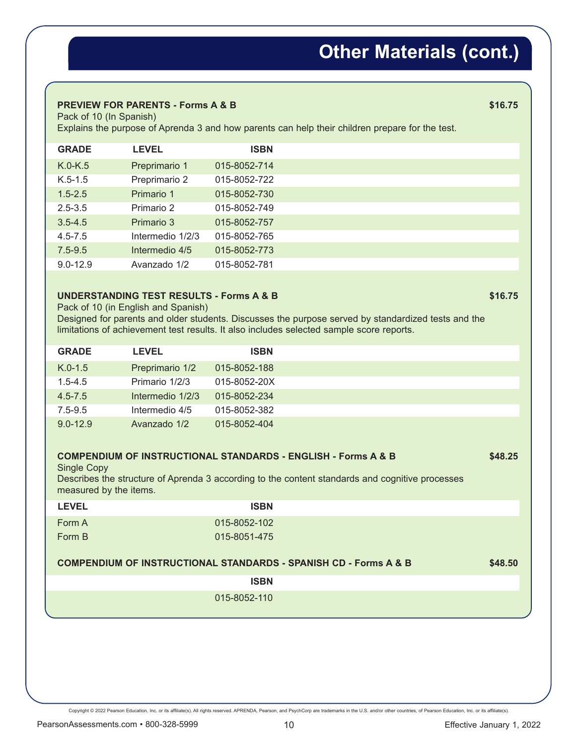# Other Materials (cont.)

**PREVIEW FOR PARENTS - Forms A & B** **$16.75**

Pack of 10 (In Spanish)

Explains the purpose of Aprenda 3 and how parents can help their children prepare for the test.

| GRADE | LEVEL | ISBN |
|---|---|---|
| K.0-K.5 | Preprimario 1 | 015-8052-714 |
| K.5-1.5 | Preprimario 2 | 015-8052-722 |
| 1.5-2.5 | Primario 1 | 015-8052-730 |
| 2.5-3.5 | Primario 2 | 015-8052-749 |
| 3.5-4.5 | Primario 3 | 015-8052-757 |
| 4.5-7.5 | Intermedio 1/2/3 | 015-8052-765 |
| 7.5-9.5 | Intermedio 4/5 | 015-8052-773 |
| 9.0-12.9 | Avanzado 1/2 | 015-8052-781 |

**UNDERSTANDING TEST RESULTS - Forms A & B** **$16.75**

Pack of 10 (in English and Spanish)

Designed for parents and older students. Discusses the purpose served by standardized tests and the limitations of achievement test results. It also includes selected sample score reports.

| GRADE | LEVEL | ISBN |
|---|---|---|
| K.0-1.5 | Preprimario 1/2 | 015-8052-188 |
| 1.5-4.5 | Primario 1/2/3 | 015-8052-20X |
| 4.5-7.5 | Intermedio 1/2/3 | 015-8052-234 |
| 7.5-9.5 | Intermedio 4/5 | 015-8052-382 |
| 9.0-12.9 | Avanzado 1/2 | 015-8052-404 |

**COMPENDIUM OF INSTRUCTIONAL STANDARDS - ENGLISH - Forms A & B** **$48.25**

Single Copy

Describes the structure of Aprenda 3 according to the content standards and cognitive processes measured by the items.

| LEVEL | ISBN |
|---|---|
| Form A | 015-8052-102 |
| Form B | 015-8051-475 |

**COMPENDIUM OF INSTRUCTIONAL STANDARDS - SPANISH CD - Forms A & B** **$48.50**

| ISBN |
|---|
| 015-8052-110 |

Copyright © 2022 Pearson Education, Inc. or its affiliate(s). All rights reserved. APRENDA, Pearson, and PsychCorp are trademarks in the U.S. and/or other countries, of Pearson Education, Inc. or its affiliate(s).

PearsonAssessments.com • 800-328-5999

Effective January 1, 2022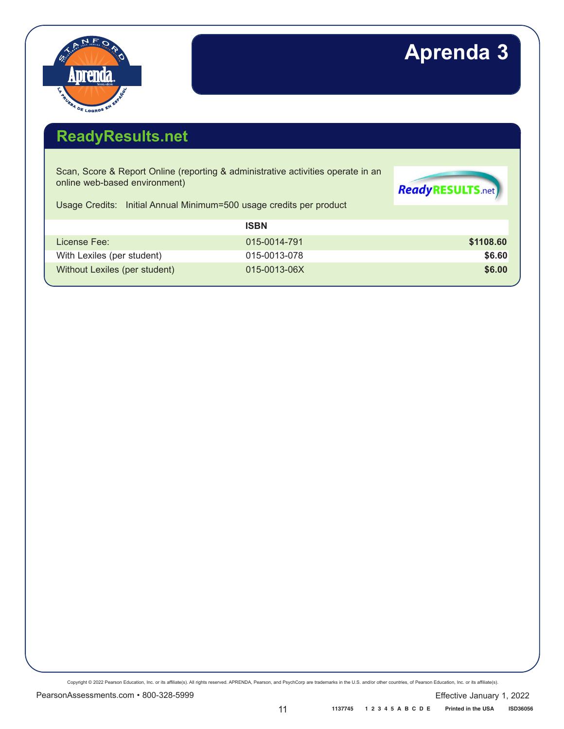# Aprenda 3

## ReadyResults.net

Scan, Score & Report Online (reporting & administrative activities operate in an online web-based environment)

Usage Credits: Initial Annual Minimum=500 usage credits per product

| | ISBN | |
|---|---|---|
| License Fee: | 015-0014-791 | **$1108.60** |
| With Lexiles (per student) | 015-0013-078 | **$6.60** |
| Without Lexiles (per student) | 015-0013-06X | **$6.00** |

Copyright © 2022 Pearson Education, Inc. or its affiliate(s). All rights reserved. APRENDA, Pearson, and PsychCorp are trademarks in the U.S. and/or other countries, of Pearson Education, Inc. or its affiliate(s).

PearsonAssessments.com • 800-328-5999

Effective January 1, 2022

1137745 1 2 3 4 5 A B C D E Printed in the USA ISD36056